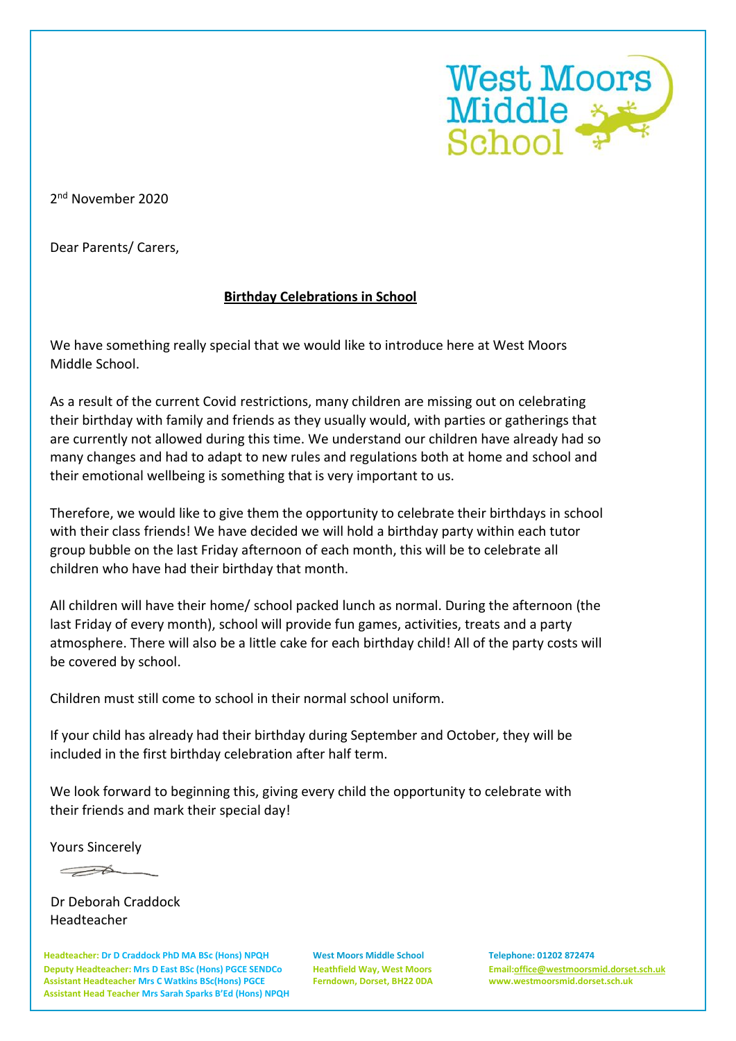West Moors Middle School

2nd November 2020

Dear Parents/ Carers,

**Birthday Celebrations in School**

We have something really special that we would like to introduce here at West Moors Middle School.

As a result of the current Covid restrictions, many children are missing out on celebrating their birthday with family and friends as they usually would, with parties or gatherings that are currently not allowed during this time. We understand our children have already had so many changes and had to adapt to new rules and regulations both at home and school and their emotional wellbeing is something that is very important to us.

Therefore, we would like to give them the opportunity to celebrate their birthdays in school with their class friends! We have decided we will hold a birthday party within each tutor group bubble on the last Friday afternoon of each month, this will be to celebrate all children who have had their birthday that month.

All children will have their home/ school packed lunch as normal. During the afternoon (the last Friday of every month), school will provide fun games, activities, treats and a party atmosphere. There will also be a little cake for each birthday child! All of the party costs will be covered by school.

Children must still come to school in their normal school uniform.

If your child has already had their birthday during September and October, they will be included in the first birthday celebration after half term.

We look forward to beginning this, giving every child the opportunity to celebrate with their friends and mark their special day!

Yours Sincerely

Dr Deborah Craddock
Headteacher

Headteacher: Dr D Craddock PhD MA BSc (Hons) NPQH
Deputy Headteacher: Mrs D East BSc (Hons) PGCE SENDCo
Assistant Headteacher Mrs C Watkins BSc(Hons) PGCE
Assistant Head Teacher Mrs Sarah Sparks B'Ed (Hons) NPQH

West Moors Middle School
Heathfield Way, West Moors
Ferndown, Dorset, BH22 0DA

Telephone: 01202 872474
Email:office@westmoorsmid.dorset.sch.uk
www.westmoorsmid.dorset.sch.uk